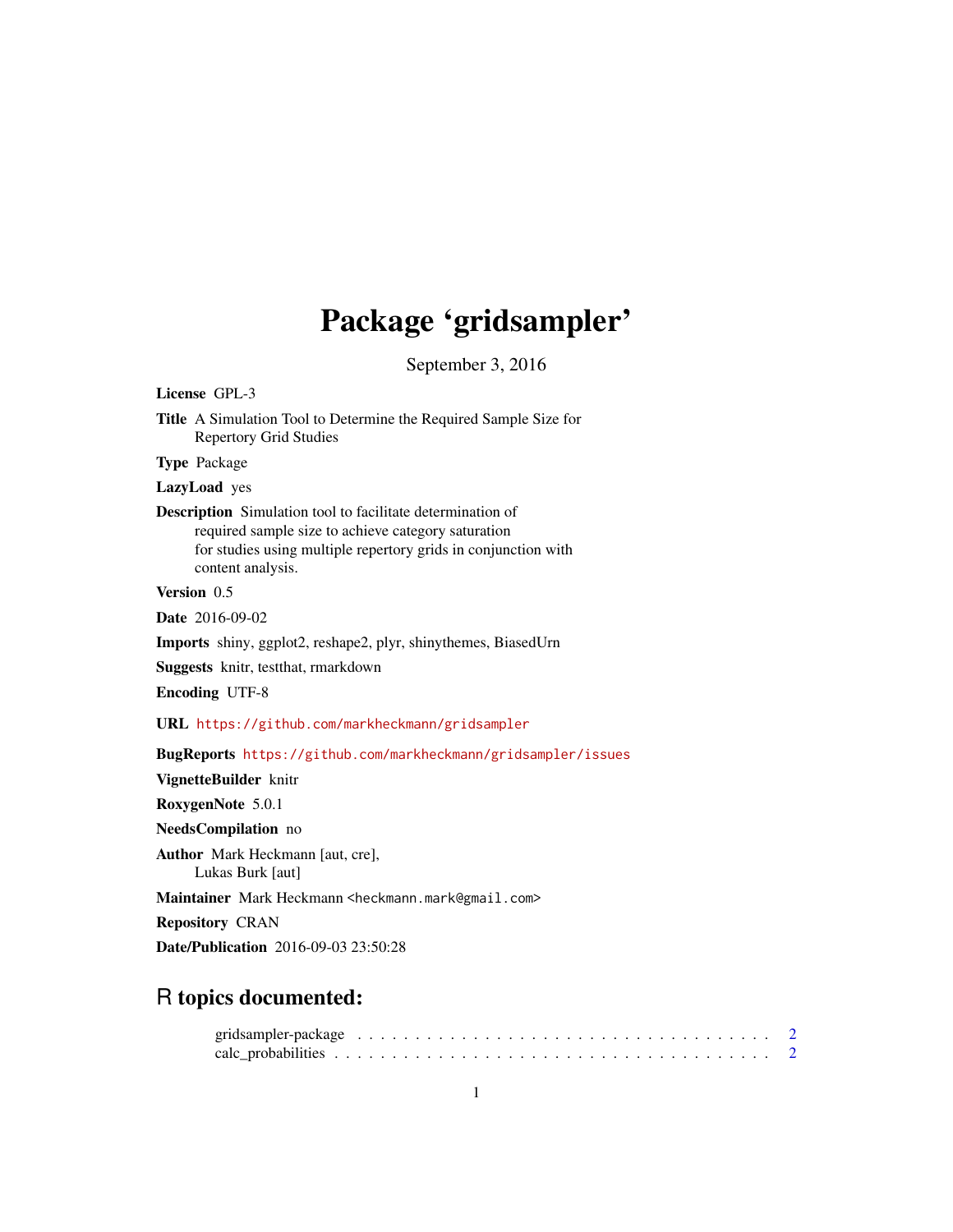# Package 'gridsampler'

September 3, 2016

**License** GPL-3

**Title** A Simulation Tool to Determine the Required Sample Size for Repertory Grid Studies

**Type** Package

**LazyLoad** yes

**Description** Simulation tool to facilitate determination of required sample size to achieve category saturation for studies using multiple repertory grids in conjunction with content analysis.

**Version** 0.5

**Date** 2016-09-02

**Imports** shiny, ggplot2, reshape2, plyr, shinythemes, BiasedUrn

**Suggests** knitr, testthat, rmarkdown

**Encoding** UTF-8

**URL** https://github.com/markheckmann/gridsampler

**BugReports** https://github.com/markheckmann/gridsampler/issues

**VignetteBuilder** knitr

**RoxygenNote** 5.0.1

**NeedsCompilation** no

**Author** Mark Heckmann [aut, cre], Lukas Burk [aut]

**Maintainer** Mark Heckmann <heckmann.mark@gmail.com>

**Repository** CRAN

**Date/Publication** 2016-09-03 23:50:28

## R topics documented:

gridsampler-package . . . . . . . . . . . . . . . . . . . . . . . . . . . . . . . . . . . . 2
calc_probabilities . . . . . . . . . . . . . . . . . . . . . . . . . . . . . . . . . . . . . 2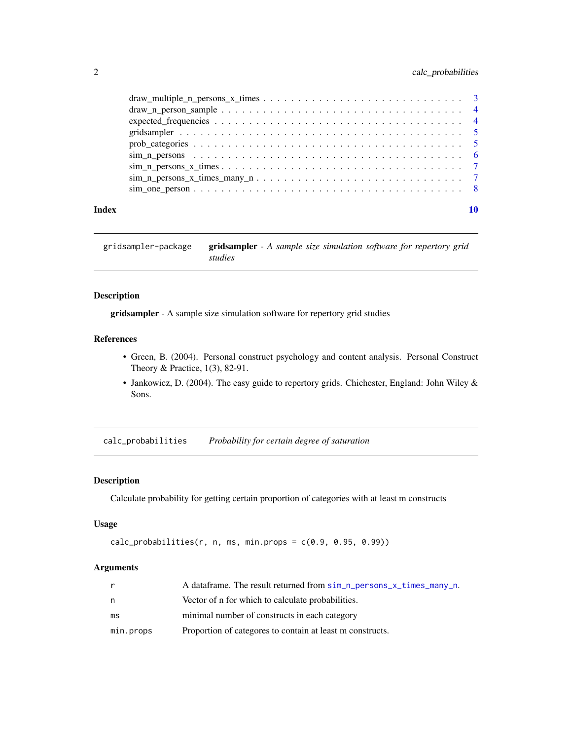draw_multiple_n_persons_x_times . . . . . . . . . . . . . . . . . . . . . . . . . . . 3
draw_n_person_sample . . . . . . . . . . . . . . . . . . . . . . . . . . . . . . . . 4
expected_frequencies . . . . . . . . . . . . . . . . . . . . . . . . . . . . . . . . 4
gridsampler . . . . . . . . . . . . . . . . . . . . . . . . . . . . . . . . . . . . . 5
prob_categories . . . . . . . . . . . . . . . . . . . . . . . . . . . . . . . . . . . 5
sim_n_persons . . . . . . . . . . . . . . . . . . . . . . . . . . . . . . . . . . . . 6
sim_n_persons_x_times . . . . . . . . . . . . . . . . . . . . . . . . . . . . . . . 7
sim_n_persons_x_times_many_n . . . . . . . . . . . . . . . . . . . . . . . . . . . 7
sim_one_person . . . . . . . . . . . . . . . . . . . . . . . . . . . . . . . . . . . 8

**Index** 10

---

## gridsampler-package — **gridsampler** - *A sample size simulation software for repertory grid studies*

### Description

**gridsampler** - A sample size simulation software for repertory grid studies

### References

- Green, B. (2004). Personal construct psychology and content analysis. Personal Construct Theory & Practice, 1(3), 82-91.
- Jankowicz, D. (2004). The easy guide to repertory grids. Chichester, England: John Wiley & Sons.

---

## calc_probabilities — *Probability for certain degree of saturation*

### Description

Calculate probability for getting certain proportion of categories with at least m constructs

### Usage

```
calc_probabilities(r, n, ms, min.props = c(0.9, 0.95, 0.99))
```

### Arguments

| | |
|---|---|
| `r` | A dataframe. The result returned from `sim_n_persons_x_times_many_n`. |
| `n` | Vector of n for which to calculate probabilities. |
| `ms` | minimal number of constructs in each category |
| `min.props` | Proportion of categores to contain at least m constructs. |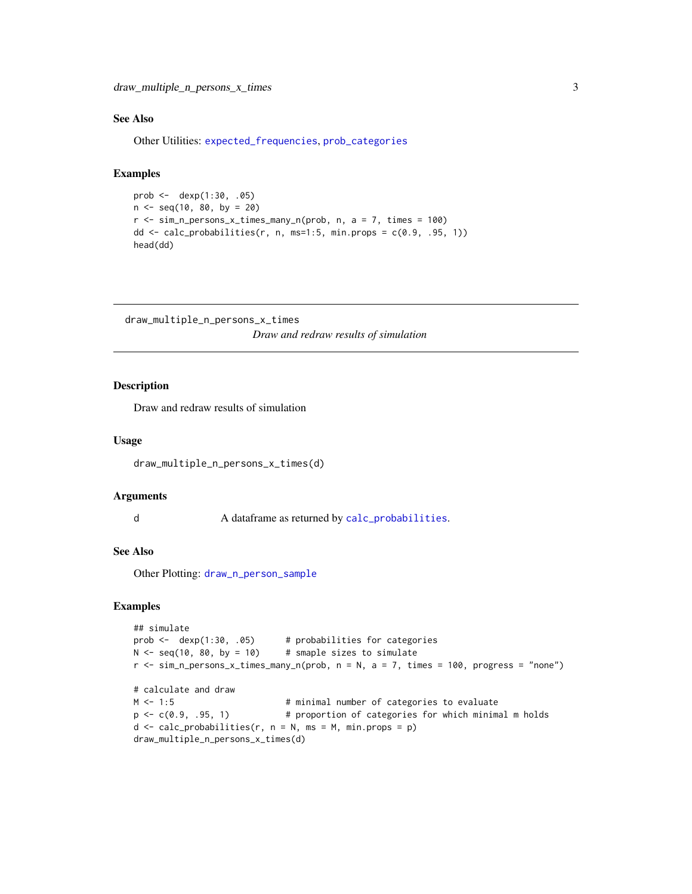### See Also

Other Utilities: `expected_frequencies`, `prob_categories`

### Examples

```
prob <-  dexp(1:30, .05)
n <- seq(10, 80, by = 20)
r <- sim_n_persons_x_times_many_n(prob, n, a = 7, times = 100)
dd <- calc_probabilities(r, n, ms=1:5, min.props = c(0.9, .95, 1))
head(dd)
```

---

## draw_multiple_n_persons_x_times

*Draw and redraw results of simulation*

### Description

Draw and redraw results of simulation

### Usage

```
draw_multiple_n_persons_x_times(d)
```

### Arguments

| | |
|---|---|
| d | A dataframe as returned by `calc_probabilities`. |

### See Also

Other Plotting: `draw_n_person_sample`

### Examples

```
## simulate
prob <-  dexp(1:30, .05)      # probabilities for categories
N <- seq(10, 80, by = 10)     # smaple sizes to simulate
r <- sim_n_persons_x_times_many_n(prob, n = N, a = 7, times = 100, progress = "none")

# calculate and draw
M <- 1:5                      # minimal number of categories to evaluate
p <- c(0.9, .95, 1)           # proportion of categories for which minimal m holds
d <- calc_probabilities(r, n = N, ms = M, min.props = p)
draw_multiple_n_persons_x_times(d)
```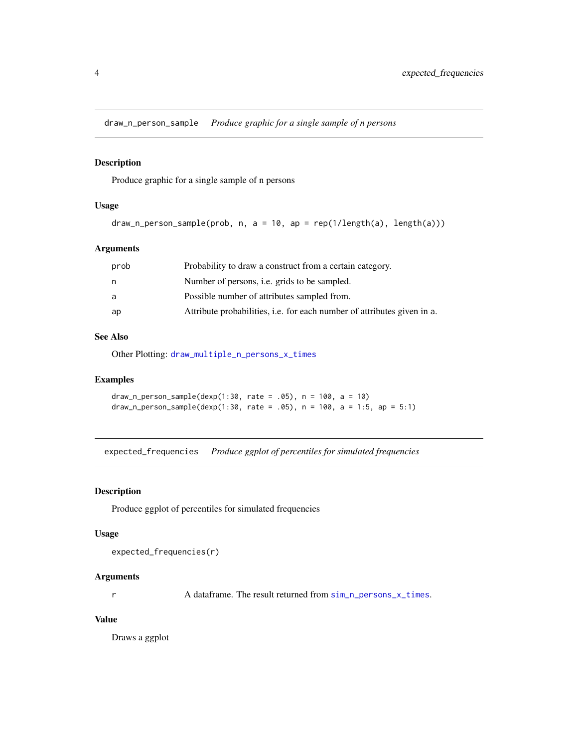## draw_n_person_sample *Produce graphic for a single sample of n persons*

### Description

Produce graphic for a single sample of n persons

### Usage

```
draw_n_person_sample(prob, n, a = 10, ap = rep(1/length(a), length(a)))
```

### Arguments

| | |
|---|---|
| prob | Probability to draw a construct from a certain category. |
| n | Number of persons, i.e. grids to be sampled. |
| a | Possible number of attributes sampled from. |
| ap | Attribute probabilities, i.e. for each number of attributes given in a. |

### See Also

Other Plotting: draw_multiple_n_persons_x_times

### Examples

```
draw_n_person_sample(dexp(1:30, rate = .05), n = 100, a = 10)
draw_n_person_sample(dexp(1:30, rate = .05), n = 100, a = 1:5, ap = 5:1)
```

## expected_frequencies *Produce ggplot of percentiles for simulated frequencies*

### Description

Produce ggplot of percentiles for simulated frequencies

### Usage

```
expected_frequencies(r)
```

### Arguments

| | |
|---|---|
| r | A dataframe. The result returned from sim_n_persons_x_times. |

### Value

Draws a ggplot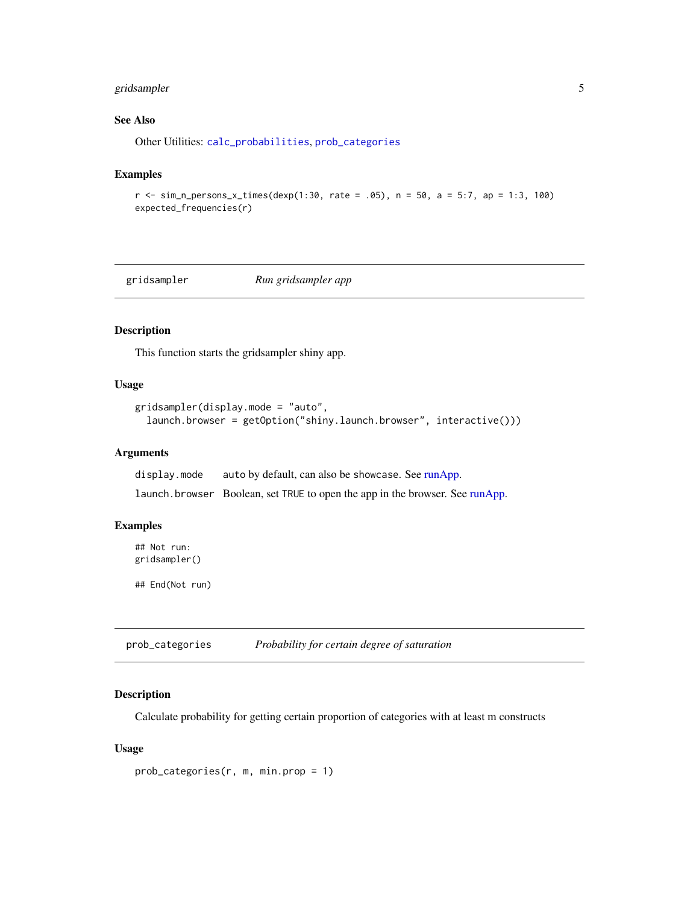### See Also

Other Utilities: `calc_probabilities`, `prob_categories`

### Examples

```
r <- sim_n_persons_x_times(dexp(1:30, rate = .05), n = 50, a = 5:7, ap = 1:3, 100)
expected_frequencies(r)
```

---

## gridsampler — *Run gridsampler app*

### Description

This function starts the gridsampler shiny app.

### Usage

```
gridsampler(display.mode = "auto",
  launch.browser = getOption("shiny.launch.browser", interactive()))
```

### Arguments

| | |
|---|---|
| `display.mode` | `auto` by default, can also be `showcase`. See runApp. |
| `launch.browser` | Boolean, set `TRUE` to open the app in the browser. See runApp. |

### Examples

```
## Not run:
gridsampler()

## End(Not run)
```

---

## prob_categories — *Probability for certain degree of saturation*

### Description

Calculate probability for getting certain proportion of categories with at least m constructs

### Usage

```
prob_categories(r, m, min.prop = 1)
```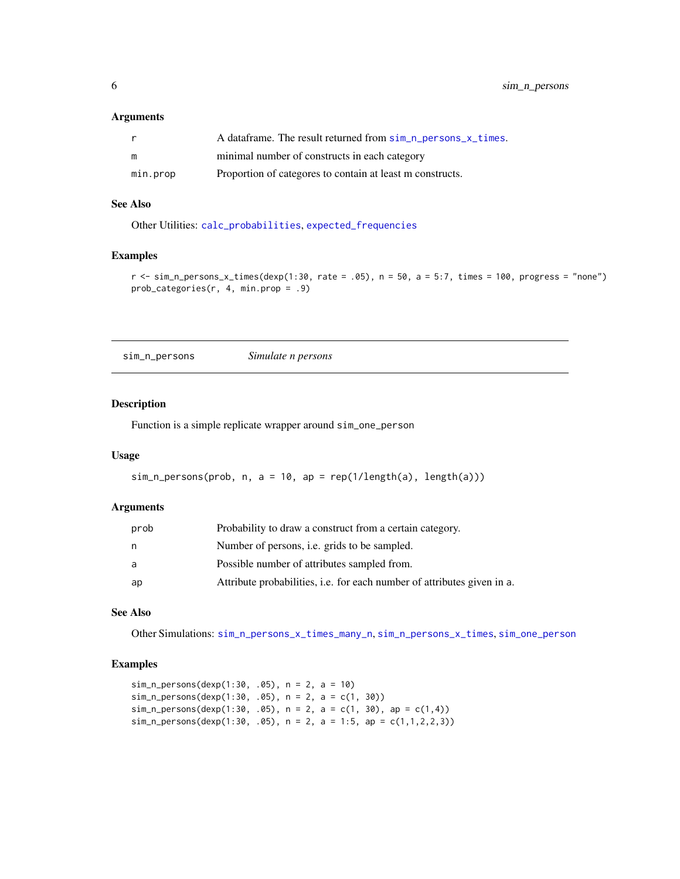### Arguments

| | |
|---|---|
| r | A dataframe. The result returned from sim_n_persons_x_times. |
| m | minimal number of constructs in each category |
| min.prop | Proportion of categores to contain at least m constructs. |

### See Also

Other Utilities: calc_probabilities, expected_frequencies

### Examples

```
r <- sim_n_persons_x_times(dexp(1:30, rate = .05), n = 50, a = 5:7, times = 100, progress = "none")
prob_categories(r, 4, min.prop = .9)
```

---

## sim_n_persons *Simulate n persons*

### Description

Function is a simple replicate wrapper around `sim_one_person`

### Usage

```
sim_n_persons(prob, n, a = 10, ap = rep(1/length(a), length(a)))
```

### Arguments

| | |
|---|---|
| prob | Probability to draw a construct from a certain category. |
| n | Number of persons, i.e. grids to be sampled. |
| a | Possible number of attributes sampled from. |
| ap | Attribute probabilities, i.e. for each number of attributes given in a. |

### See Also

Other Simulations: sim_n_persons_x_times_many_n, sim_n_persons_x_times, sim_one_person

### Examples

```
sim_n_persons(dexp(1:30, .05), n = 2, a = 10)
sim_n_persons(dexp(1:30, .05), n = 2, a = c(1, 30))
sim_n_persons(dexp(1:30, .05), n = 2, a = c(1, 30), ap = c(1,4))
sim_n_persons(dexp(1:30, .05), n = 2, a = 1:5, ap = c(1,1,2,2,3))
```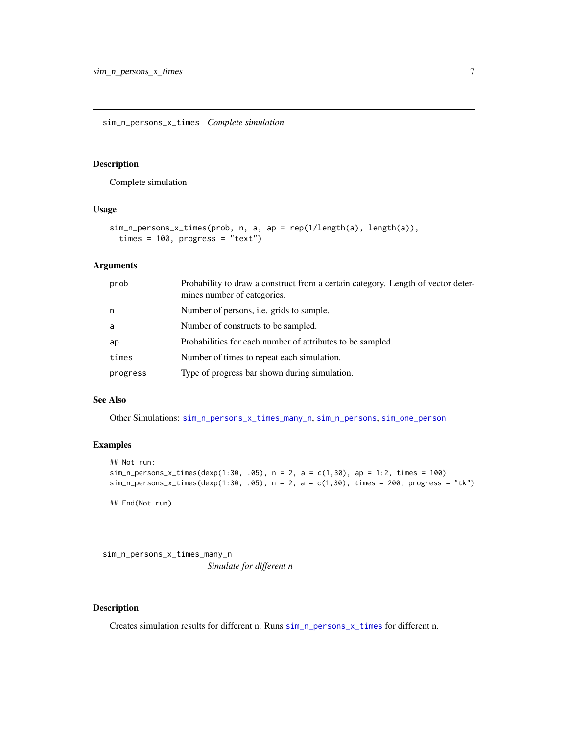## sim_n_persons_x_times *Complete simulation*

### Description

Complete simulation

### Usage

```
sim_n_persons_x_times(prob, n, a, ap = rep(1/length(a), length(a)),
  times = 100, progress = "text")
```

### Arguments

| | |
|---|---|
| prob | Probability to draw a construct from a certain category. Length of vector determines number of categories. |
| n | Number of persons, i.e. grids to sample. |
| a | Number of constructs to be sampled. |
| ap | Probabilities for each number of attributes to be sampled. |
| times | Number of times to repeat each simulation. |
| progress | Type of progress bar shown during simulation. |

### See Also

Other Simulations: sim_n_persons_x_times_many_n, sim_n_persons, sim_one_person

### Examples

```
## Not run:
sim_n_persons_x_times(dexp(1:30, .05), n = 2, a = c(1,30), ap = 1:2, times = 100)
sim_n_persons_x_times(dexp(1:30, .05), n = 2, a = c(1,30), times = 200, progress = "tk")

## End(Not run)
```

## sim_n_persons_x_times_many_n *Simulate for different n*

### Description

Creates simulation results for different n. Runs sim_n_persons_x_times for different n.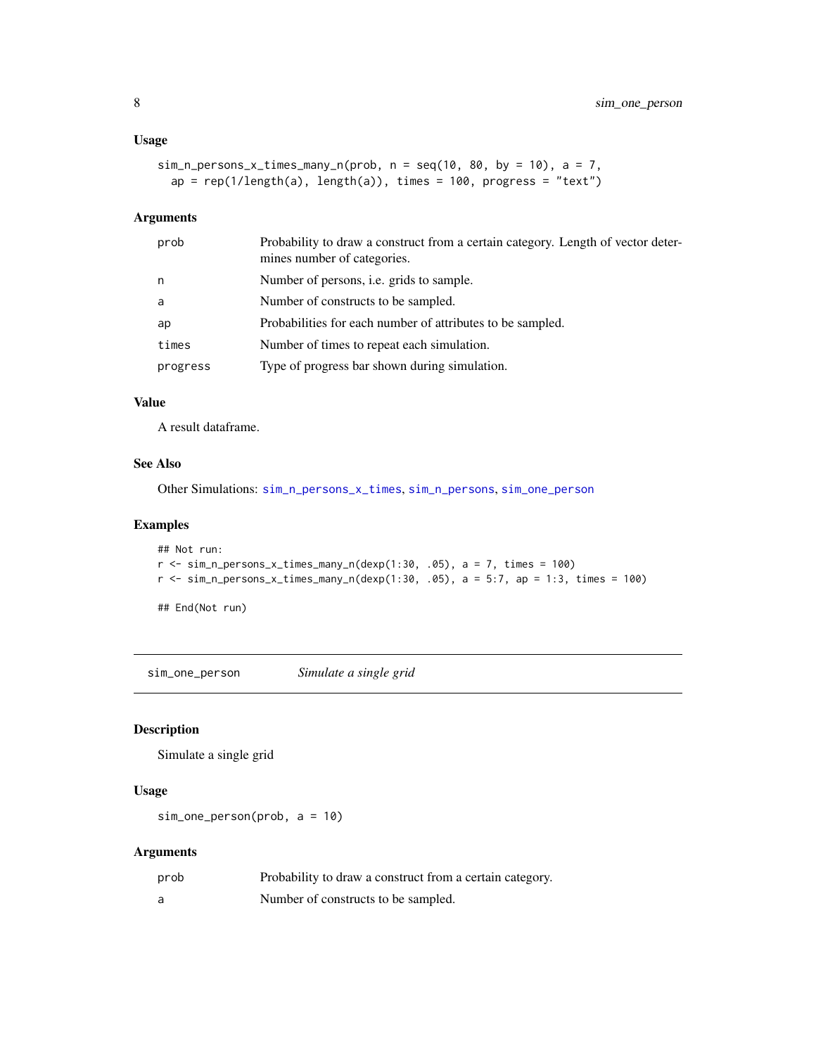### Usage

```
sim_n_persons_x_times_many_n(prob, n = seq(10, 80, by = 10), a = 7,
  ap = rep(1/length(a), length(a)), times = 100, progress = "text")
```

### Arguments

| | |
|---|---|
| prob | Probability to draw a construct from a certain category. Length of vector determines number of categories. |
| n | Number of persons, i.e. grids to sample. |
| a | Number of constructs to be sampled. |
| ap | Probabilities for each number of attributes to be sampled. |
| times | Number of times to repeat each simulation. |
| progress | Type of progress bar shown during simulation. |

### Value

A result dataframe.

### See Also

Other Simulations: sim_n_persons_x_times, sim_n_persons, sim_one_person

### Examples

```
## Not run:
r <- sim_n_persons_x_times_many_n(dexp(1:30, .05), a = 7, times = 100)
r <- sim_n_persons_x_times_many_n(dexp(1:30, .05), a = 5:7, ap = 1:3, times = 100)

## End(Not run)
```

---

## sim_one_person *Simulate a single grid*

### Description

Simulate a single grid

### Usage

```
sim_one_person(prob, a = 10)
```

### Arguments

| | |
|---|---|
| prob | Probability to draw a construct from a certain category. |
| a | Number of constructs to be sampled. |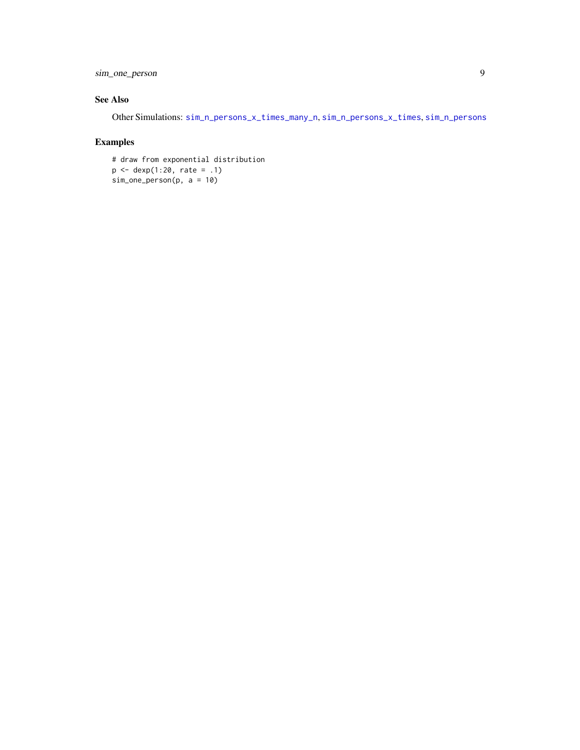## See Also

Other Simulations: `sim_n_persons_x_times_many_n`, `sim_n_persons_x_times`, `sim_n_persons`

## Examples

```
# draw from exponential distribution
p <- dexp(1:20, rate = .1)
sim_one_person(p, a = 10)
```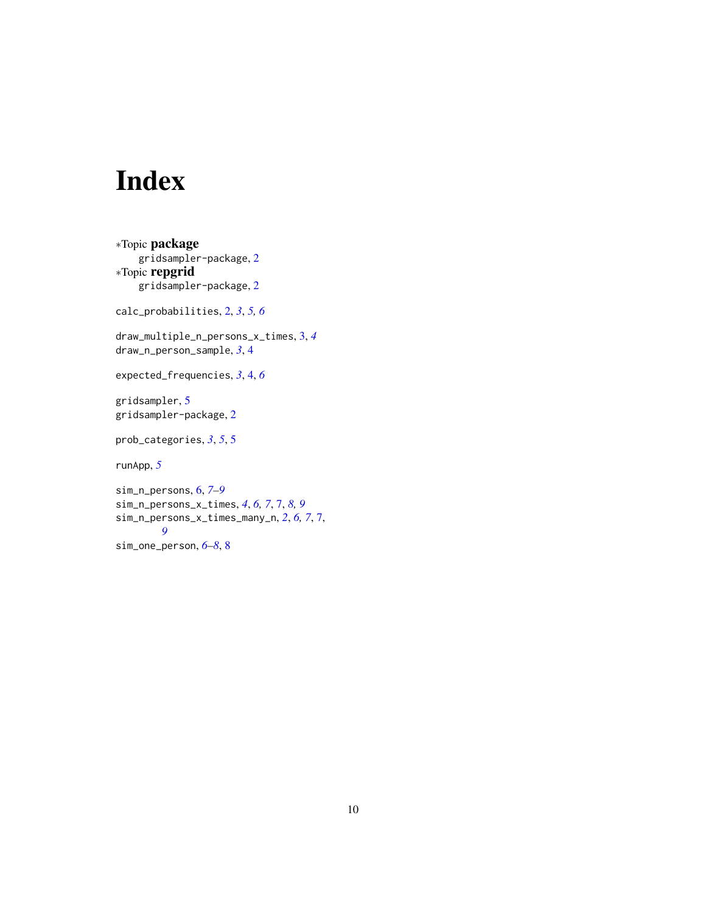# Index

∗Topic **package**
    gridsampler-package, 2
∗Topic **repgrid**
    gridsampler-package, 2

calc_probabilities, 2, *3*, *5, 6*

draw_multiple_n_persons_x_times, 3, *4*
draw_n_person_sample, *3*, 4

expected_frequencies, *3*, 4, *6*

gridsampler, 5
gridsampler-package, 2

prob_categories, *3*, *5*, 5

runApp, *5*

sim_n_persons, 6, *7–9*
sim_n_persons_x_times, *4*, *6, 7*, 7, *8, 9*
sim_n_persons_x_times_many_n, *2*, *6, 7*, 7, *9*
sim_one_person, *6–8*, 8